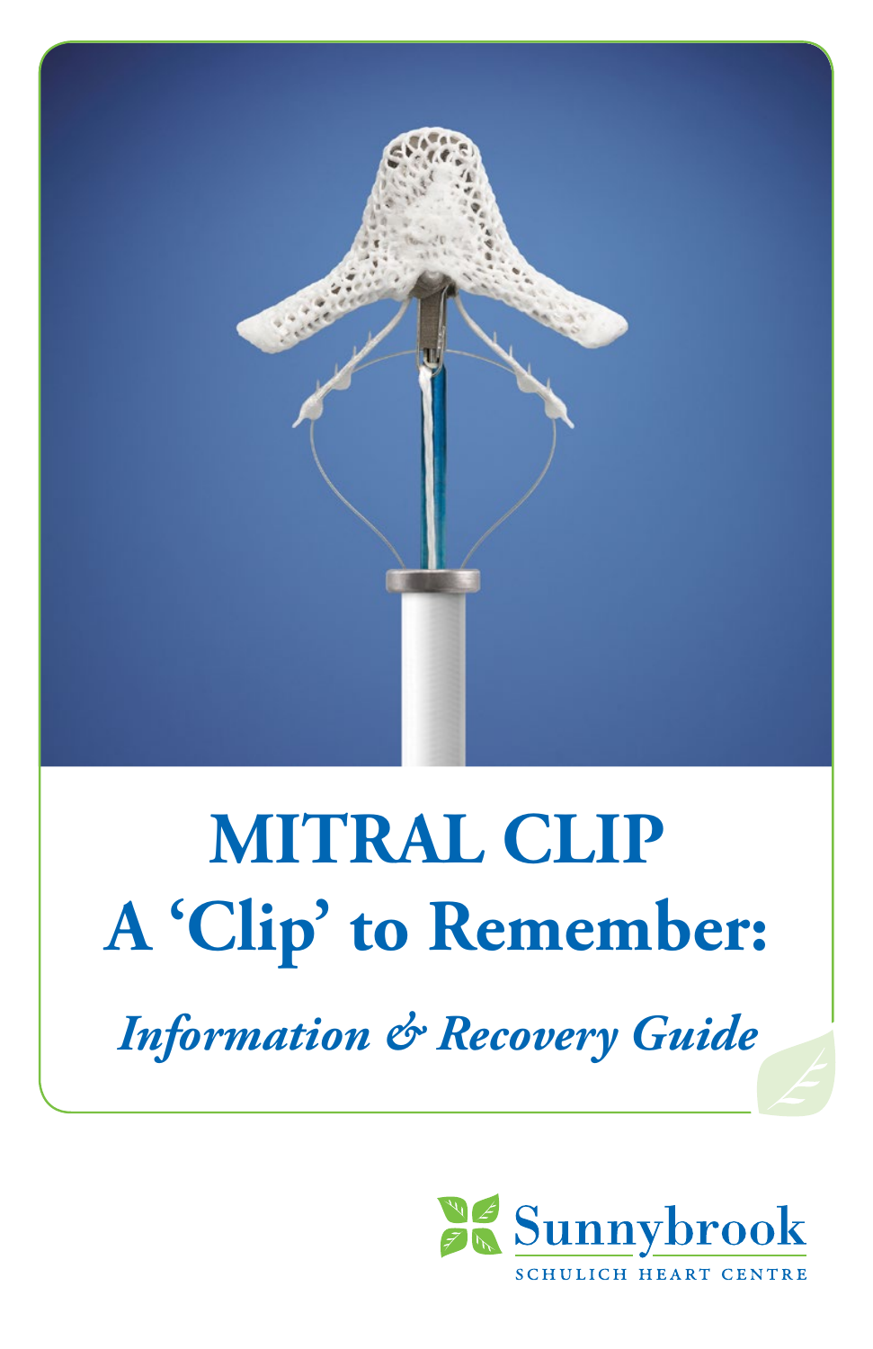# MITRAL CLIP

# A 'Clip' to Remember:

*Information & Recovery Guide*

Sunnybrook

SCHULICH HEART CENTRE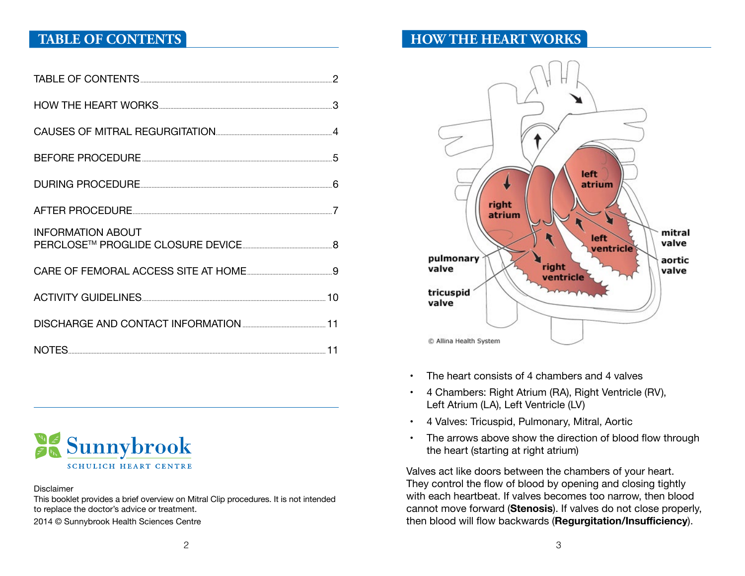# TABLE OF CONTENTS

| | |
|---|---|
| TABLE OF CONTENTS | 2 |
| HOW THE HEART WORKS | 3 |
| CAUSES OF MITRAL REGURGITATION | 4 |
| BEFORE PROCEDURE | 5 |
| DURING PROCEDURE | 6 |
| AFTER PROCEDURE | 7 |
| INFORMATION ABOUT PERCLOSE™ PROGLIDE CLOSURE DEVICE | 8 |
| CARE OF FEMORAL ACCESS SITE AT HOME | 9 |
| ACTIVITY GUIDELINES | 10 |
| DISCHARGE AND CONTACT INFORMATION | 11 |
| NOTES | 11 |

Sunnybrook
SCHULICH HEART CENTRE

Disclaimer
This booklet provides a brief overview on Mitral Clip procedures. It is not intended to replace the doctor's advice or treatment.

2014 © Sunnybrook Health Sciences Centre

# HOW THE HEART WORKS

left atrium, right atrium, left ventricle, right ventricle, pulmonary valve, tricuspid valve, mitral valve, aortic valve

© Allina Health System

- The heart consists of 4 chambers and 4 valves
- 4 Chambers: Right Atrium (RA), Right Ventricle (RV), Left Atrium (LA), Left Ventricle (LV)
- 4 Valves: Tricuspid, Pulmonary, Mitral, Aortic
- The arrows above show the direction of blood flow through the heart (starting at right atrium)

Valves act like doors between the chambers of your heart. They control the flow of blood by opening and closing tightly with each heartbeat. If valves becomes too narrow, then blood cannot move forward (**Stenosis**). If valves do not close properly, then blood will flow backwards (**Regurgitation/Insufficiency**).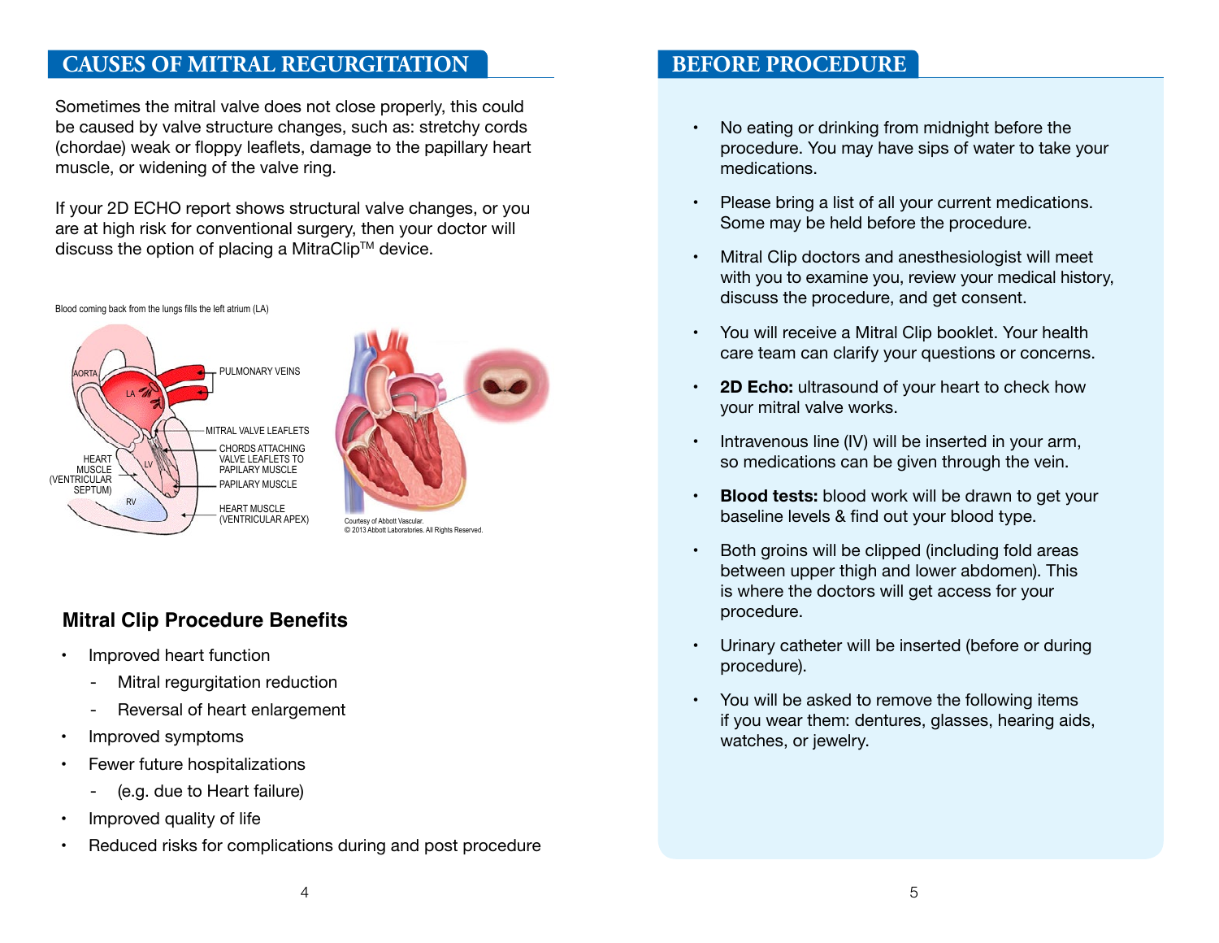## CAUSES OF MITRAL REGURGITATION

Sometimes the mitral valve does not close properly, this could be caused by valve structure changes, such as: stretchy cords (chordae) weak or floppy leaflets, damage to the papillary heart muscle, or widening of the valve ring.

If your 2D ECHO report shows structural valve changes, or you are at high risk for conventional surgery, then your doctor will discuss the option of placing a MitraClip™ device.

Blood coming back from the lungs fills the left atrium (LA)

AORTA, LA, PULMONARY VEINS, MITRAL VALVE LEAFLETS, CHORDS ATTACHING VALVE LEAFLETS TO PAPILARY MUSCLE, HEART MUSCLE (VENTRICULAR SEPTUM), LV, PAPILARY MUSCLE, RV, HEART MUSCLE (VENTRICULAR APEX)

Courtesy of Abbott Vascular.
© 2013 Abbott Laboratories. All Rights Reserved.

### Mitral Clip Procedure Benefits

- Improved heart function
  - Mitral regurgitation reduction
  - Reversal of heart enlargement
- Improved symptoms
- Fewer future hospitalizations
  - (e.g. due to Heart failure)
- Improved quality of life
- Reduced risks for complications during and post procedure

## BEFORE PROCEDURE

- No eating or drinking from midnight before the procedure. You may have sips of water to take your medications.
- Please bring a list of all your current medications. Some may be held before the procedure.
- Mitral Clip doctors and anesthesiologist will meet with you to examine you, review your medical history, discuss the procedure, and get consent.
- You will receive a Mitral Clip booklet. Your health care team can clarify your questions or concerns.
- **2D Echo:** ultrasound of your heart to check how your mitral valve works.
- Intravenous line (IV) will be inserted in your arm, so medications can be given through the vein.
- **Blood tests:** blood work will be drawn to get your baseline levels & find out your blood type.
- Both groins will be clipped (including fold areas between upper thigh and lower abdomen). This is where the doctors will get access for your procedure.
- Urinary catheter will be inserted (before or during procedure).
- You will be asked to remove the following items if you wear them: dentures, glasses, hearing aids, watches, or jewelry.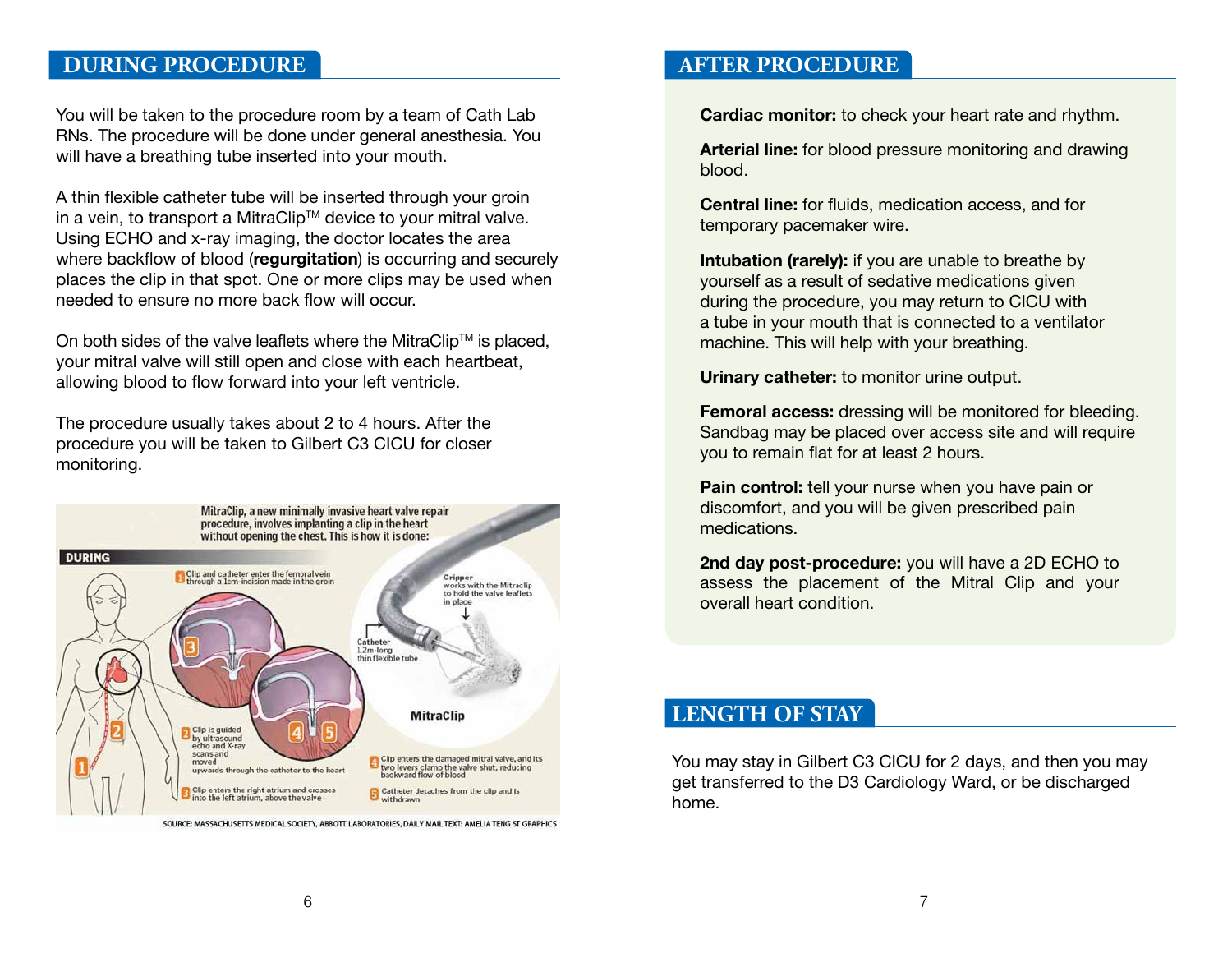## DURING PROCEDURE

You will be taken to the procedure room by a team of Cath Lab RNs. The procedure will be done under general anesthesia. You will have a breathing tube inserted into your mouth.

A thin flexible catheter tube will be inserted through your groin in a vein, to transport a MitraClip™ device to your mitral valve. Using ECHO and x-ray imaging, the doctor locates the area where backflow of blood (**regurgitation**) is occurring and securely places the clip in that spot. One or more clips may be used when needed to ensure no more back flow will occur.

On both sides of the valve leaflets where the MitraClip™ is placed, your mitral valve will still open and close with each heartbeat, allowing blood to flow forward into your left ventricle.

The procedure usually takes about 2 to 4 hours. After the procedure you will be taken to Gilbert C3 CICU for closer monitoring.

MitraClip, a new minimally invasive heart valve repair procedure, involves implanting a clip in the heart without opening the chest. This is how it is done:

**DURING**

1. Clip and catheter enter the femoral vein through a 1cm-incision made in the groin
2. Clip is guided by ultrasound echo and X-ray scans and moved upwards through the catheter to the heart
3. Clip enters the right atrium and crosses into the left atrium, above the valve
4. Clip enters the damaged mitral valve, and its two levers clamp the valve shut, reducing backward flow of blood
5. Catheter detaches from the clip and is withdrawn

Gripper works with the Mitraclip to hold the valve leaflets in place

Catheter 1.2m-long thin flexible tube

MitraClip

SOURCE: MASSACHUSETTS MEDICAL SOCIETY, ABBOTT LABORATORIES, DAILY MAIL TEXT: AMELIA TENG ST GRAPHICS

## AFTER PROCEDURE

**Cardiac monitor:** to check your heart rate and rhythm.

**Arterial line:** for blood pressure monitoring and drawing blood.

**Central line:** for fluids, medication access, and for temporary pacemaker wire.

**Intubation (rarely):** if you are unable to breathe by yourself as a result of sedative medications given during the procedure, you may return to CICU with a tube in your mouth that is connected to a ventilator machine. This will help with your breathing.

**Urinary catheter:** to monitor urine output.

**Femoral access:** dressing will be monitored for bleeding. Sandbag may be placed over access site and will require you to remain flat for at least 2 hours.

**Pain control:** tell your nurse when you have pain or discomfort, and you will be given prescribed pain medications.

**2nd day post-procedure:** you will have a 2D ECHO to assess the placement of the Mitral Clip and your overall heart condition.

## LENGTH OF STAY

You may stay in Gilbert C3 CICU for 2 days, and then you may get transferred to the D3 Cardiology Ward, or be discharged home.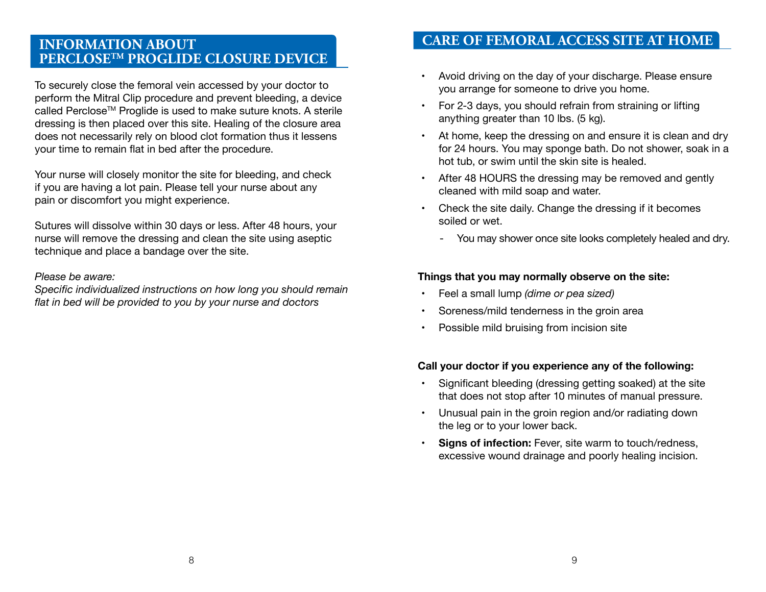## INFORMATION ABOUT PERCLOSE™ PROGLIDE CLOSURE DEVICE

To securely close the femoral vein accessed by your doctor to perform the Mitral Clip procedure and prevent bleeding, a device called Perclose™ Proglide is used to make suture knots. A sterile dressing is then placed over this site. Healing of the closure area does not necessarily rely on blood clot formation thus it lessens your time to remain flat in bed after the procedure.

Your nurse will closely monitor the site for bleeding, and check if you are having a lot pain. Please tell your nurse about any pain or discomfort you might experience.

Sutures will dissolve within 30 days or less. After 48 hours, your nurse will remove the dressing and clean the site using aseptic technique and place a bandage over the site.

*Please be aware:*
*Specific individualized instructions on how long you should remain flat in bed will be provided to you by your nurse and doctors*

## CARE OF FEMORAL ACCESS SITE AT HOME

- Avoid driving on the day of your discharge. Please ensure you arrange for someone to drive you home.
- For 2-3 days, you should refrain from straining or lifting anything greater than 10 lbs. (5 kg).
- At home, keep the dressing on and ensure it is clean and dry for 24 hours. You may sponge bath. Do not shower, soak in a hot tub, or swim until the skin site is healed.
- After 48 HOURS the dressing may be removed and gently cleaned with mild soap and water.
- Check the site daily. Change the dressing if it becomes soiled or wet.
    - You may shower once site looks completely healed and dry.

**Things that you may normally observe on the site:**

- Feel a small lump *(dime or pea sized)*
- Soreness/mild tenderness in the groin area
- Possible mild bruising from incision site

**Call your doctor if you experience any of the following:**

- Significant bleeding (dressing getting soaked) at the site that does not stop after 10 minutes of manual pressure.
- Unusual pain in the groin region and/or radiating down the leg or to your lower back.
- **Signs of infection:** Fever, site warm to touch/redness, excessive wound drainage and poorly healing incision.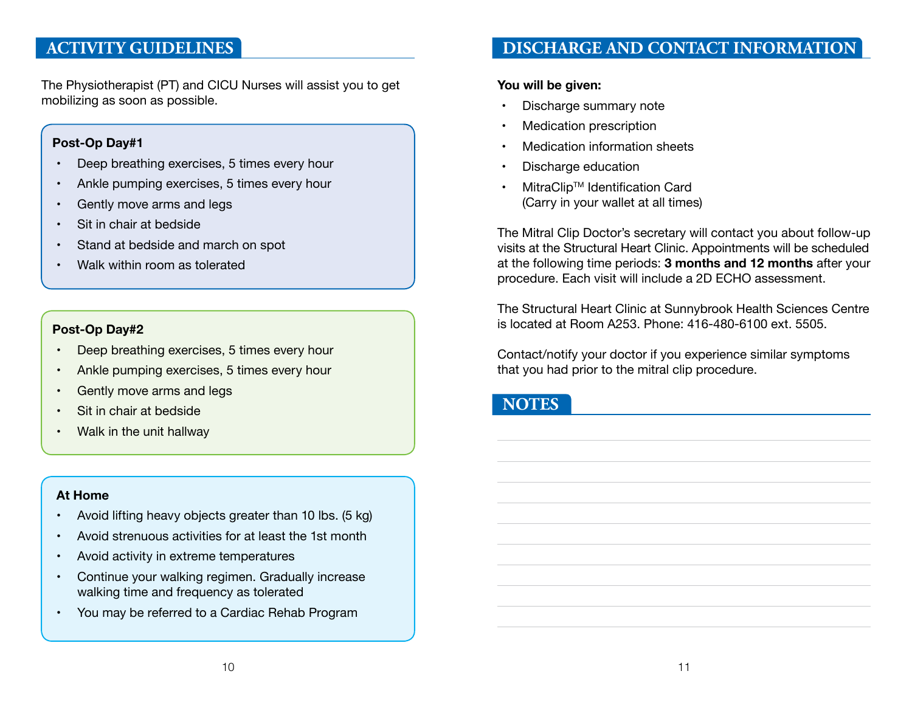## ACTIVITY GUIDELINES

The Physiotherapist (PT) and CICU Nurses will assist you to get mobilizing as soon as possible.

**Post-Op Day#1**

- Deep breathing exercises, 5 times every hour
- Ankle pumping exercises, 5 times every hour
- Gently move arms and legs
- Sit in chair at bedside
- Stand at bedside and march on spot
- Walk within room as tolerated

**Post-Op Day#2**

- Deep breathing exercises, 5 times every hour
- Ankle pumping exercises, 5 times every hour
- Gently move arms and legs
- Sit in chair at bedside
- Walk in the unit hallway

**At Home**

- Avoid lifting heavy objects greater than 10 lbs. (5 kg)
- Avoid strenuous activities for at least the 1st month
- Avoid activity in extreme temperatures
- Continue your walking regimen. Gradually increase walking time and frequency as tolerated
- You may be referred to a Cardiac Rehab Program

## DISCHARGE AND CONTACT INFORMATION

**You will be given:**

- Discharge summary note
- Medication prescription
- Medication information sheets
- Discharge education
- MitraClip™ Identification Card (Carry in your wallet at all times)

The Mitral Clip Doctor's secretary will contact you about follow-up visits at the Structural Heart Clinic. Appointments will be scheduled at the following time periods: **3 months and 12 months** after your procedure. Each visit will include a 2D ECHO assessment.

The Structural Heart Clinic at Sunnybrook Health Sciences Centre is located at Room A253. Phone: 416-480-6100 ext. 5505.

Contact/notify your doctor if you experience similar symptoms that you had prior to the mitral clip procedure.

## NOTES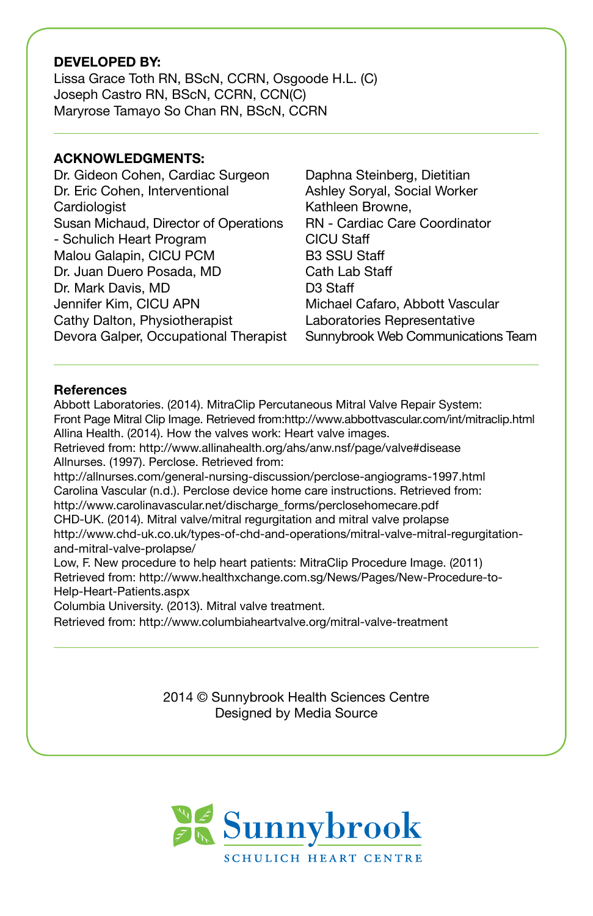**DEVELOPED BY:**
Lissa Grace Toth RN, BScN, CCRN, Osgoode H.L. (C)
Joseph Castro RN, BScN, CCRN, CCN(C)
Maryrose Tamayo So Chan RN, BScN, CCRN

**ACKNOWLEDGMENTS:**
Dr. Gideon Cohen, Cardiac Surgeon
Dr. Eric Cohen, Interventional Cardiologist
Susan Michaud, Director of Operations - Schulich Heart Program
Malou Galapin, CICU PCM
Dr. Juan Duero Posada, MD
Dr. Mark Davis, MD
Jennifer Kim, CICU APN
Cathy Dalton, Physiotherapist
Devora Galper, Occupational Therapist
Daphna Steinberg, Dietitian
Ashley Soryal, Social Worker
Kathleen Browne, RN - Cardiac Care Coordinator
CICU Staff
B3 SSU Staff
Cath Lab Staff
D3 Staff
Michael Cafaro, Abbott Vascular Laboratories Representative
Sunnybrook Web Communications Team

**References**
Abbott Laboratories. (2014). MitraClip Percutaneous Mitral Valve Repair System: Front Page Mitral Clip Image. Retrieved from:http://www.abbottvascular.com/int/mitraclip.html
Allina Health. (2014). How the valves work: Heart valve images. Retrieved from: http://www.allinahealth.org/ahs/anw.nsf/page/valve#disease
Allnurses. (1997). Perclose. Retrieved from: http://allnurses.com/general-nursing-discussion/perclose-angiograms-1997.html
Carolina Vascular (n.d.). Perclose device home care instructions. Retrieved from: http://www.carolinavascular.net/discharge_forms/perclosehomecare.pdf
CHD-UK. (2014). Mitral valve/mitral regurgitation and mitral valve prolapse http://www.chd-uk.co.uk/types-of-chd-and-operations/mitral-valve-mitral-regurgitation-and-mitral-valve-prolapse/
Low, F. New procedure to help heart patients: MitraClip Procedure Image. (2011) Retrieved from: http://www.healthxchange.com.sg/News/Pages/New-Procedure-to-Help-Heart-Patients.aspx
Columbia University. (2013). Mitral valve treatment. Retrieved from: http://www.columbiaheartvalve.org/mitral-valve-treatment

2014 © Sunnybrook Health Sciences Centre
Designed by Media Source

Sunnybrook
SCHULICH HEART CENTRE